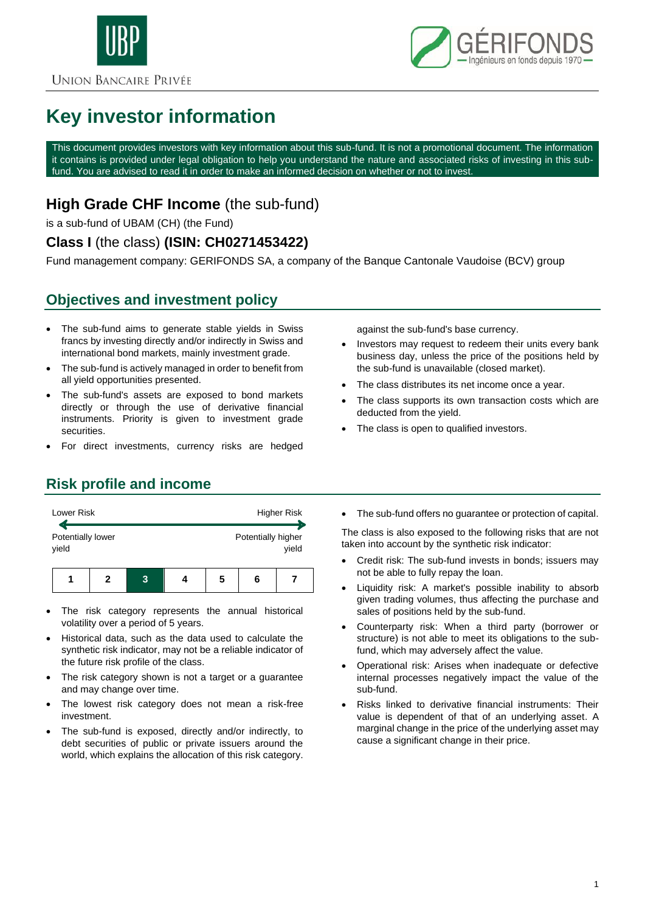UBP

UNION BANCAIRE PRIVÉE

GÉRIFONDS — Ingénieurs en fonds depuis 1970 —

# Key investor information

This document provides investors with key information about this sub-fund. It is not a promotional document. The information it contains is provided under legal obligation to help you understand the nature and associated risks of investing in this sub-fund. You are advised to read it in order to make an informed decision on whether or not to invest.

## **High Grade CHF Income** (the sub-fund)

is a sub-fund of UBAM (CH) (the Fund)

### **Class I** (the class) **(ISIN: CH0271453422)**

Fund management company: GERIFONDS SA, a company of the Banque Cantonale Vaudoise (BCV) group

## Objectives and investment policy

- The sub-fund aims to generate stable yields in Swiss francs by investing directly and/or indirectly in Swiss and international bond markets, mainly investment grade.
- The sub-fund is actively managed in order to benefit from all yield opportunities presented.
- The sub-fund's assets are exposed to bond markets directly or through the use of derivative financial instruments. Priority is given to investment grade securities.
- For direct investments, currency risks are hedged against the sub-fund's base currency.
- Investors may request to redeem their units every bank business day, unless the price of the positions held by the sub-fund is unavailable (closed market).
- The class distributes its net income once a year.
- The class supports its own transaction costs which are deducted from the yield.
- The class is open to qualified investors.

## Risk profile and income

Lower Risk ← → Higher Risk

Potentially lower yield — Potentially higher yield

| 1 | 2 | **3** | 4 | 5 | 6 | 7 |
|---|---|---|---|---|---|---|

- The risk category represents the annual historical volatility over a period of 5 years.
- Historical data, such as the data used to calculate the synthetic risk indicator, may not be a reliable indicator of the future risk profile of the class.
- The risk category shown is not a target or a guarantee and may change over time.
- The lowest risk category does not mean a risk-free investment.
- The sub-fund is exposed, directly and/or indirectly, to debt securities of public or private issuers around the world, which explains the allocation of this risk category.
- The sub-fund offers no guarantee or protection of capital.

The class is also exposed to the following risks that are not taken into account by the synthetic risk indicator:

- Credit risk: The sub-fund invests in bonds; issuers may not be able to fully repay the loan.
- Liquidity risk: A market's possible inability to absorb given trading volumes, thus affecting the purchase and sales of positions held by the sub-fund.
- Counterparty risk: When a third party (borrower or structure) is not able to meet its obligations to the sub-fund, which may adversely affect the value.
- Operational risk: Arises when inadequate or defective internal processes negatively impact the value of the sub-fund.
- Risks linked to derivative financial instruments: Their value is dependent of that of an underlying asset. A marginal change in the price of the underlying asset may cause a significant change in their price.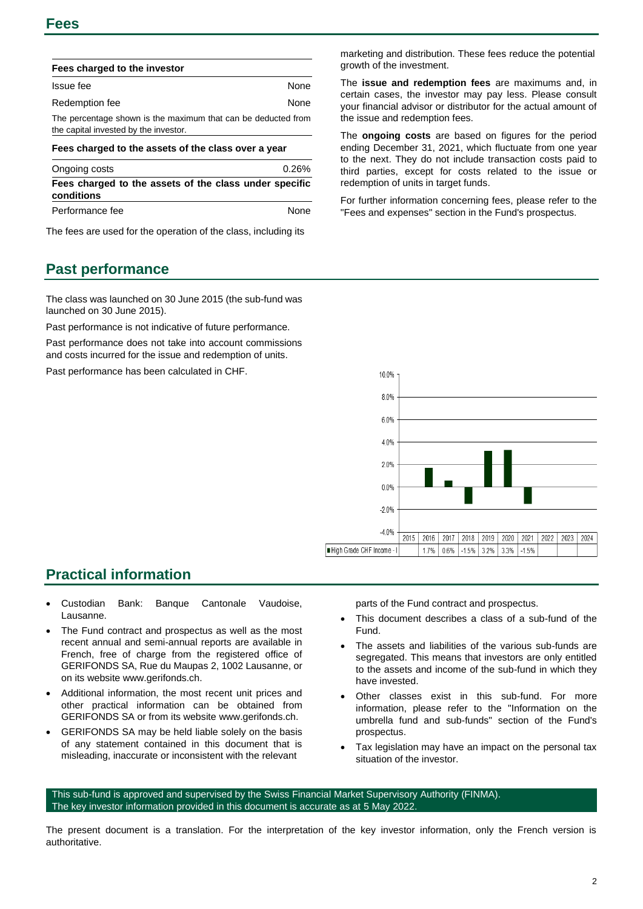## Fees

| Fees charged to the investor | |
|---|---|
| Issue fee | None |
| Redemption fee | None |

The percentage shown is the maximum that can be deducted from the capital invested by the investor.

| Fees charged to the assets of the class over a year | |
|---|---|
| Ongoing costs | 0.26% |

| Fees charged to the assets of the class under specific conditions | |
|---|---|
| Performance fee | None |

The fees are used for the operation of the class, including its marketing and distribution. These fees reduce the potential growth of the investment.

The **issue and redemption fees** are maximums and, in certain cases, the investor may pay less. Please consult your financial advisor or distributor for the actual amount of the issue and redemption fees.

The **ongoing costs** are based on figures for the period ending December 31, 2021, which fluctuate from one year to the next. They do not include transaction costs paid to third parties, except for costs related to the issue or redemption of units in target funds.

For further information concerning fees, please refer to the "Fees and expenses" section in the Fund's prospectus.

## Past performance

The class was launched on 30 June 2015 (the sub-fund was launched on 30 June 2015).

Past performance is not indicative of future performance.

Past performance does not take into account commissions and costs incurred for the issue and redemption of units.

Past performance has been calculated in CHF.

10.0%
8.0%
6.0%
4.0%
2.0%
0.0%
-2.0%
-4.0%

2015 2016 2017 2018 2019 2020 2021 2022 2023 2024

High Grade CHF Income - I: 1.7% 0.6% -1.5% 3.2% 3.3% -1.5%

## Practical information

- Custodian Bank: Banque Cantonale Vaudoise, Lausanne.
- The Fund contract and prospectus as well as the most recent annual and semi-annual reports are available in French, free of charge from the registered office of GERIFONDS SA, Rue du Maupas 2, 1002 Lausanne, or on its website www.gerifonds.ch.
- Additional information, the most recent unit prices and other practical information can be obtained from GERIFONDS SA or from its website www.gerifonds.ch.
- GERIFONDS SA may be held liable solely on the basis of any statement contained in this document that is misleading, inaccurate or inconsistent with the relevant parts of the Fund contract and prospectus.
- This document describes a class of a sub-fund of the Fund.
- The assets and liabilities of the various sub-funds are segregated. This means that investors are only entitled to the assets and income of the sub-fund in which they have invested.
- Other classes exist in this sub-fund. For more information, please refer to the "Information on the umbrella fund and sub-funds" section of the Fund's prospectus.
- Tax legislation may have an impact on the personal tax situation of the investor.

This sub-fund is approved and supervised by the Swiss Financial Market Supervisory Authority (FINMA).
The key investor information provided in this document is accurate as at 5 May 2022.

The present document is a translation. For the interpretation of the key investor information, only the French version is authoritative.